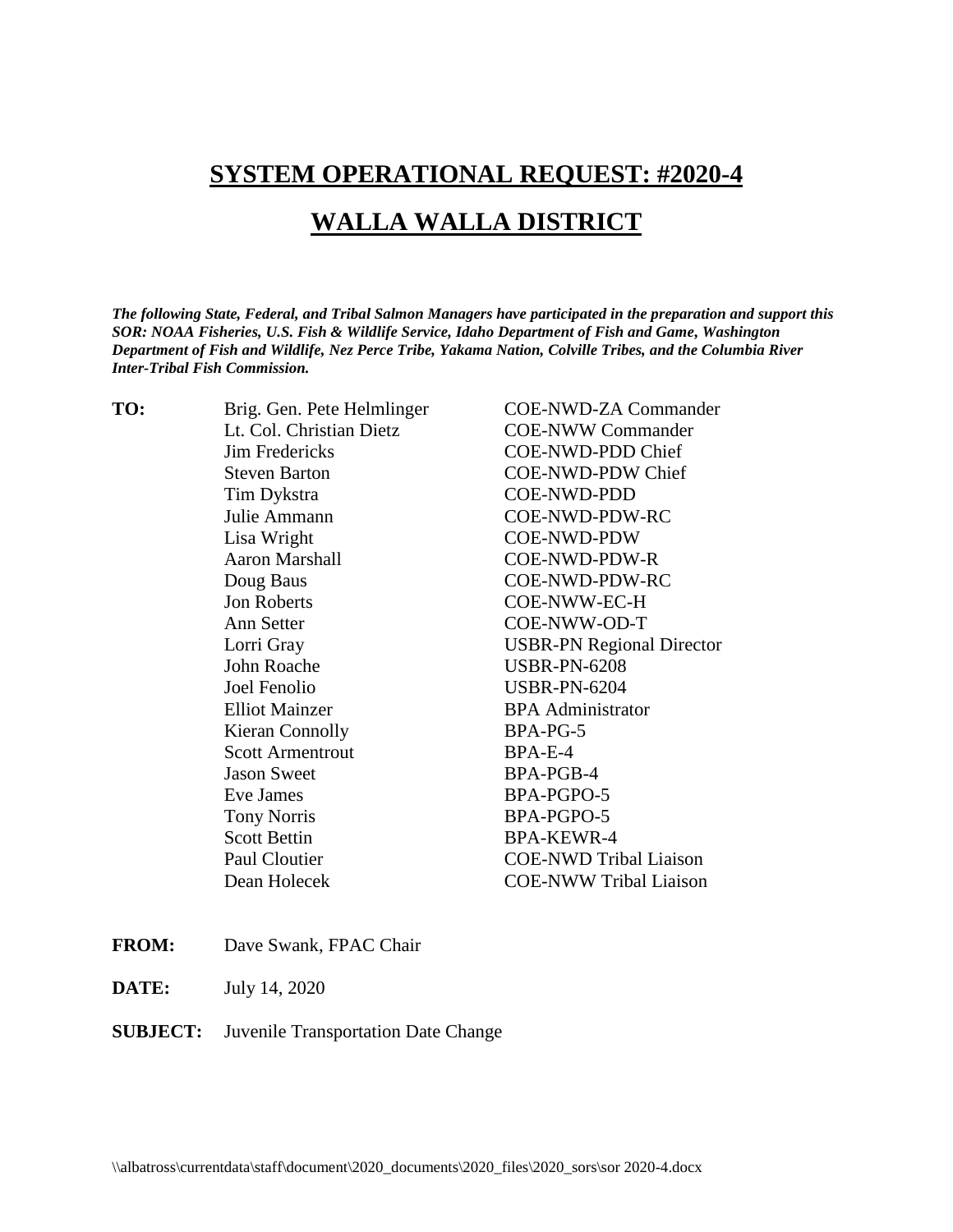# SYSTEM OPERATIONAL REQUEST: #2020-4

# WALLA WALLA DISTRICT

***The following State, Federal, and Tribal Salmon Managers have participated in the preparation and support this SOR: NOAA Fisheries, U.S. Fish & Wildlife Service, Idaho Department of Fish and Game, Washington Department of Fish and Wildlife, Nez Perce Tribe, Yakama Nation, Colville Tribes, and the Columbia River Inter-Tribal Fish Commission.***

**TO:**

| Name | Office |
|---|---|
| Brig. Gen. Pete Helmlinger | COE-NWD-ZA Commander |
| Lt. Col. Christian Dietz | COE-NWW Commander |
| Jim Fredericks | COE-NWD-PDD Chief |
| Steven Barton | COE-NWD-PDW Chief |
| Tim Dykstra | COE-NWD-PDD |
| Julie Ammann | COE-NWD-PDW-RC |
| Lisa Wright | COE-NWD-PDW |
| Aaron Marshall | COE-NWD-PDW-R |
| Doug Baus | COE-NWD-PDW-RC |
| Jon Roberts | COE-NWW-EC-H |
| Ann Setter | COE-NWW-OD-T |
| Lorri Gray | USBR-PN Regional Director |
| John Roache | USBR-PN-6208 |
| Joel Fenolio | USBR-PN-6204 |
| Elliot Mainzer | BPA Administrator |
| Kieran Connolly | BPA-PG-5 |
| Scott Armentrout | BPA-E-4 |
| Jason Sweet | BPA-PGB-4 |
| Eve James | BPA-PGPO-5 |
| Tony Norris | BPA-PGPO-5 |
| Scott Bettin | BPA-KEWR-4 |
| Paul Cloutier | COE-NWD Tribal Liaison |
| Dean Holecek | COE-NWW Tribal Liaison |

**FROM:** Dave Swank, FPAC Chair

**DATE:** July 14, 2020

**SUBJECT:** Juvenile Transportation Date Change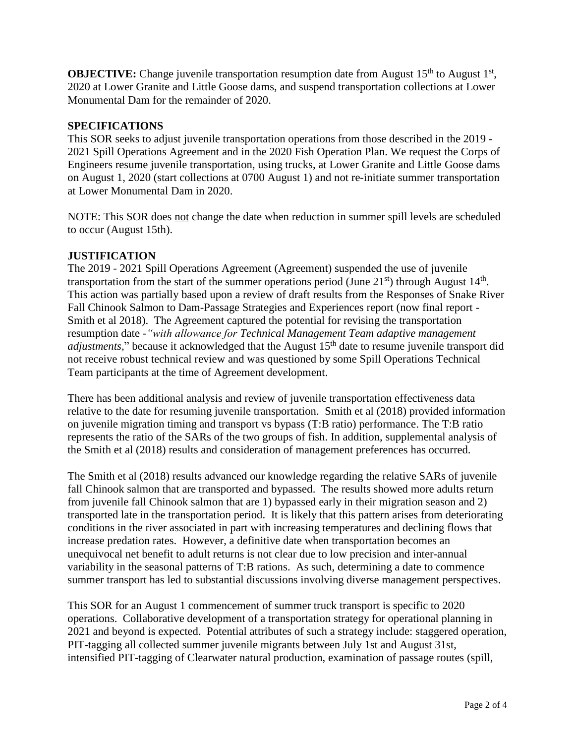**OBJECTIVE:** Change juvenile transportation resumption date from August 15th to August 1st, 2020 at Lower Granite and Little Goose dams, and suspend transportation collections at Lower Monumental Dam for the remainder of 2020.

## SPECIFICATIONS

This SOR seeks to adjust juvenile transportation operations from those described in the 2019 - 2021 Spill Operations Agreement and in the 2020 Fish Operation Plan. We request the Corps of Engineers resume juvenile transportation, using trucks, at Lower Granite and Little Goose dams on August 1, 2020 (start collections at 0700 August 1) and not re-initiate summer transportation at Lower Monumental Dam in 2020.

NOTE: This SOR does not change the date when reduction in summer spill levels are scheduled to occur (August 15th).

## JUSTIFICATION

The 2019 - 2021 Spill Operations Agreement (Agreement) suspended the use of juvenile transportation from the start of the summer operations period (June 21st) through August 14th. This action was partially based upon a review of draft results from the Responses of Snake River Fall Chinook Salmon to Dam-Passage Strategies and Experiences report (now final report - Smith et al 2018). The Agreement captured the potential for revising the transportation resumption date -*"with allowance for Technical Management Team adaptive management adjustments,"* because it acknowledged that the August 15th date to resume juvenile transport did not receive robust technical review and was questioned by some Spill Operations Technical Team participants at the time of Agreement development.

There has been additional analysis and review of juvenile transportation effectiveness data relative to the date for resuming juvenile transportation. Smith et al (2018) provided information on juvenile migration timing and transport vs bypass (T:B ratio) performance. The T:B ratio represents the ratio of the SARs of the two groups of fish. In addition, supplemental analysis of the Smith et al (2018) results and consideration of management preferences has occurred.

The Smith et al (2018) results advanced our knowledge regarding the relative SARs of juvenile fall Chinook salmon that are transported and bypassed. The results showed more adults return from juvenile fall Chinook salmon that are 1) bypassed early in their migration season and 2) transported late in the transportation period. It is likely that this pattern arises from deteriorating conditions in the river associated in part with increasing temperatures and declining flows that increase predation rates. However, a definitive date when transportation becomes an unequivocal net benefit to adult returns is not clear due to low precision and inter-annual variability in the seasonal patterns of T:B rations. As such, determining a date to commence summer transport has led to substantial discussions involving diverse management perspectives.

This SOR for an August 1 commencement of summer truck transport is specific to 2020 operations. Collaborative development of a transportation strategy for operational planning in 2021 and beyond is expected. Potential attributes of such a strategy include: staggered operation, PIT-tagging all collected summer juvenile migrants between July 1st and August 31st, intensified PIT-tagging of Clearwater natural production, examination of passage routes (spill,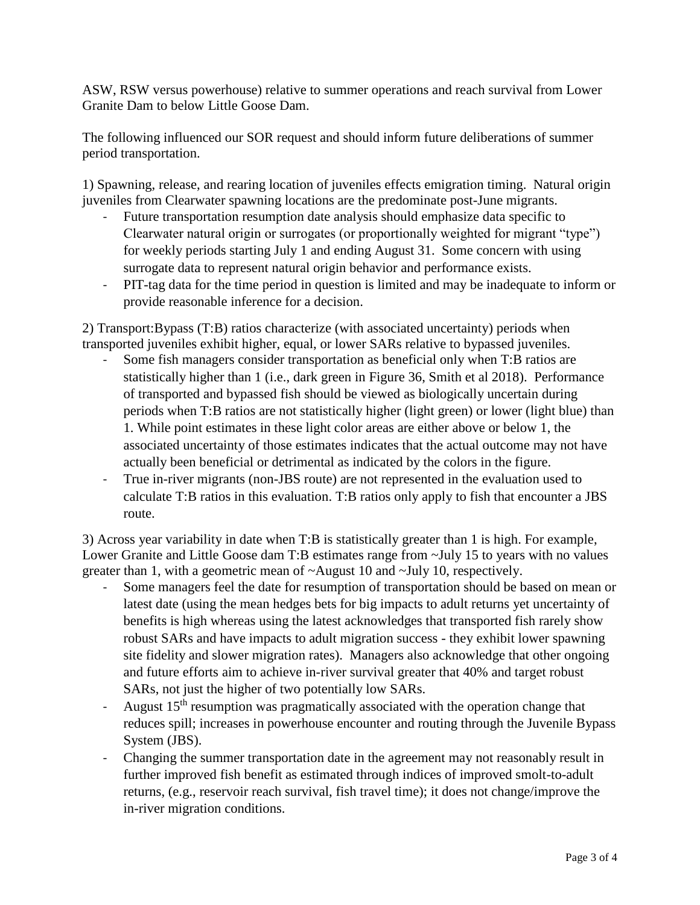ASW, RSW versus powerhouse) relative to summer operations and reach survival from Lower Granite Dam to below Little Goose Dam.

The following influenced our SOR request and should inform future deliberations of summer period transportation.

1) Spawning, release, and rearing location of juveniles effects emigration timing. Natural origin juveniles from Clearwater spawning locations are the predominate post-June migrants.

- Future transportation resumption date analysis should emphasize data specific to Clearwater natural origin or surrogates (or proportionally weighted for migrant "type") for weekly periods starting July 1 and ending August 31. Some concern with using surrogate data to represent natural origin behavior and performance exists.
- PIT-tag data for the time period in question is limited and may be inadequate to inform or provide reasonable inference for a decision.

2) Transport:Bypass (T:B) ratios characterize (with associated uncertainty) periods when transported juveniles exhibit higher, equal, or lower SARs relative to bypassed juveniles.

- Some fish managers consider transportation as beneficial only when T:B ratios are statistically higher than 1 (i.e., dark green in Figure 36, Smith et al 2018). Performance of transported and bypassed fish should be viewed as biologically uncertain during periods when T:B ratios are not statistically higher (light green) or lower (light blue) than 1. While point estimates in these light color areas are either above or below 1, the associated uncertainty of those estimates indicates that the actual outcome may not have actually been beneficial or detrimental as indicated by the colors in the figure.
- True in-river migrants (non-JBS route) are not represented in the evaluation used to calculate T:B ratios in this evaluation. T:B ratios only apply to fish that encounter a JBS route.

3) Across year variability in date when T:B is statistically greater than 1 is high. For example, Lower Granite and Little Goose dam T:B estimates range from ~July 15 to years with no values greater than 1, with a geometric mean of ~August 10 and ~July 10, respectively.

- Some managers feel the date for resumption of transportation should be based on mean or latest date (using the mean hedges bets for big impacts to adult returns yet uncertainty of benefits is high whereas using the latest acknowledges that transported fish rarely show robust SARs and have impacts to adult migration success - they exhibit lower spawning site fidelity and slower migration rates). Managers also acknowledge that other ongoing and future efforts aim to achieve in-river survival greater that 40% and target robust SARs, not just the higher of two potentially low SARs.
- August 15th resumption was pragmatically associated with the operation change that reduces spill; increases in powerhouse encounter and routing through the Juvenile Bypass System (JBS).
- Changing the summer transportation date in the agreement may not reasonably result in further improved fish benefit as estimated through indices of improved smolt-to-adult returns, (e.g., reservoir reach survival, fish travel time); it does not change/improve the in-river migration conditions.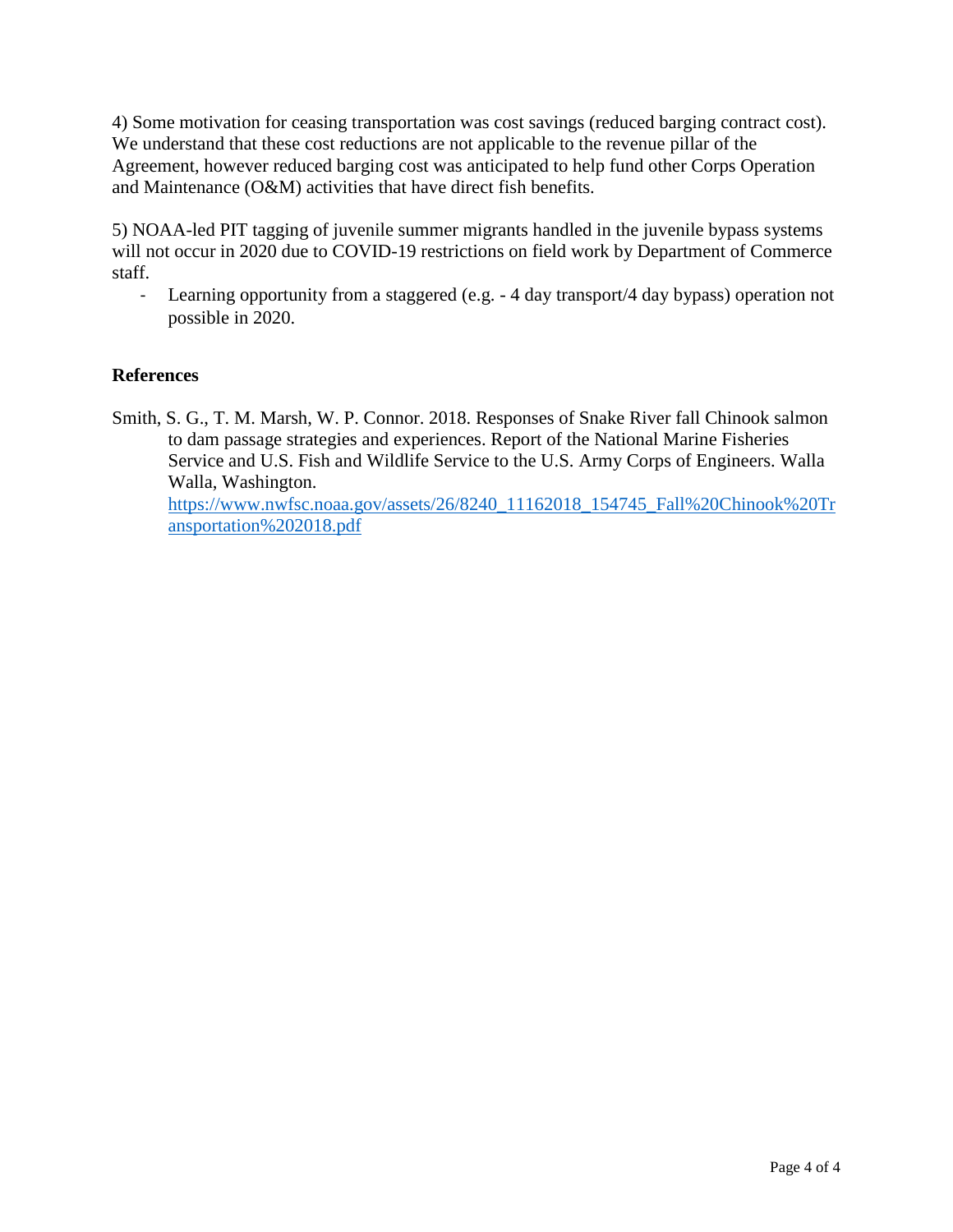4) Some motivation for ceasing transportation was cost savings (reduced barging contract cost). We understand that these cost reductions are not applicable to the revenue pillar of the Agreement, however reduced barging cost was anticipated to help fund other Corps Operation and Maintenance (O&M) activities that have direct fish benefits.

5) NOAA-led PIT tagging of juvenile summer migrants handled in the juvenile bypass systems will not occur in 2020 due to COVID-19 restrictions on field work by Department of Commerce staff.

- Learning opportunity from a staggered (e.g. - 4 day transport/4 day bypass) operation not possible in 2020.

**References**

Smith, S. G., T. M. Marsh, W. P. Connor. 2018. Responses of Snake River fall Chinook salmon to dam passage strategies and experiences. Report of the National Marine Fisheries Service and U.S. Fish and Wildlife Service to the U.S. Army Corps of Engineers. Walla Walla, Washington. https://www.nwfsc.noaa.gov/assets/26/8240_11162018_154745_Fall%20Chinook%20Transportation%202018.pdf